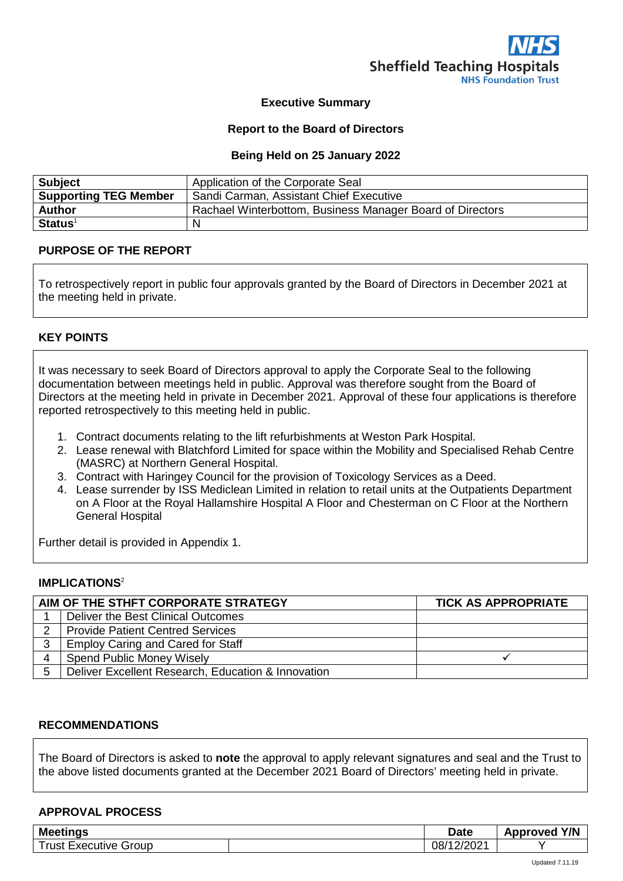Sheffield Teaching Hospitals
NHS Foundation Trust

**Executive Summary**

**Report to the Board of Directors**

**Being Held on 25 January 2022**

| | |
|---|---|
| **Subject** | Application of the Corporate Seal |
| **Supporting TEG Member** | Sandi Carman, Assistant Chief Executive |
| **Author** | Rachael Winterbottom, Business Manager Board of Directors |
| **Status**[1] | N |

### PURPOSE OF THE REPORT

To retrospectively report in public four approvals granted by the Board of Directors in December 2021 at the meeting held in private.

### KEY POINTS

It was necessary to seek Board of Directors approval to apply the Corporate Seal to the following documentation between meetings held in public. Approval was therefore sought from the Board of Directors at the meeting held in private in December 2021. Approval of these four applications is therefore reported retrospectively to this meeting held in public.

1. Contract documents relating to the lift refurbishments at Weston Park Hospital.
2. Lease renewal with Blatchford Limited for space within the Mobility and Specialised Rehab Centre (MASRC) at Northern General Hospital.
3. Contract with Haringey Council for the provision of Toxicology Services as a Deed.
4. Lease surrender by ISS Mediclean Limited in relation to retail units at the Outpatients Department on A Floor at the Royal Hallamshire Hospital A Floor and Chesterman on C Floor at the Northern General Hospital

Further detail is provided in Appendix 1.

### IMPLICATIONS[2]

| AIM OF THE STHFT CORPORATE STRATEGY | | TICK AS APPROPRIATE |
|---|---|---|
| 1 | Deliver the Best Clinical Outcomes | |
| 2 | Provide Patient Centred Services | |
| 3 | Employ Caring and Cared for Staff | |
| 4 | Spend Public Money Wisely | ✓ |
| 5 | Deliver Excellent Research, Education & Innovation | |

### RECOMMENDATIONS

The Board of Directors is asked to **note** the approval to apply relevant signatures and seal and the Trust to the above listed documents granted at the December 2021 Board of Directors' meeting held in private.

### APPROVAL PROCESS

| Meetings | | Date | Approved Y/N |
|---|---|---|---|
| Trust Executive Group | | 08/12/2021 | Y |

Updated 7.11.19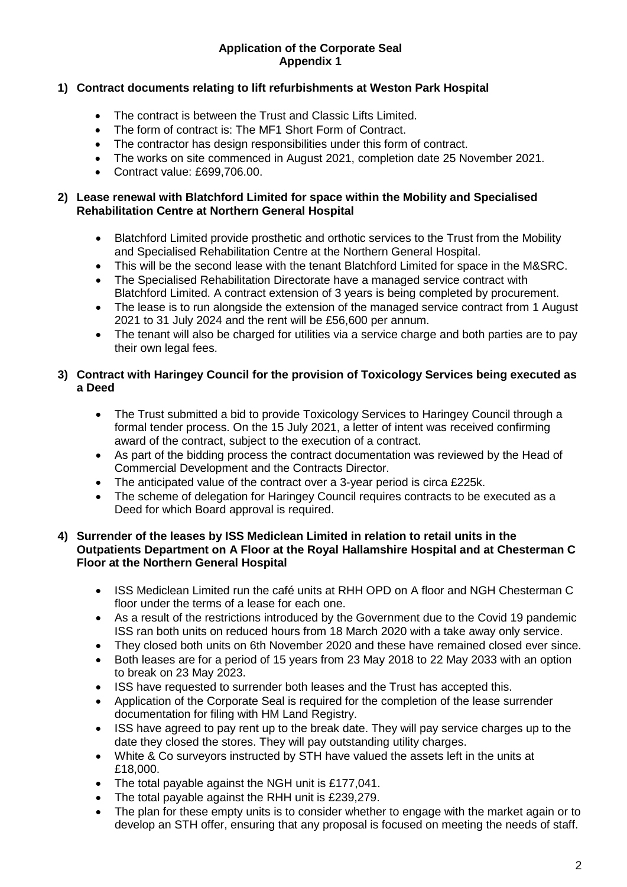# Application of the Corporate Seal
## Appendix 1

**1) Contract documents relating to lift refurbishments at Weston Park Hospital**

- The contract is between the Trust and Classic Lifts Limited.
- The form of contract is: The MF1 Short Form of Contract.
- The contractor has design responsibilities under this form of contract.
- The works on site commenced in August 2021, completion date 25 November 2021.
- Contract value: £699,706.00.

**2) Lease renewal with Blatchford Limited for space within the Mobility and Specialised Rehabilitation Centre at Northern General Hospital**

- Blatchford Limited provide prosthetic and orthotic services to the Trust from the Mobility and Specialised Rehabilitation Centre at the Northern General Hospital.
- This will be the second lease with the tenant Blatchford Limited for space in the M&SRC.
- The Specialised Rehabilitation Directorate have a managed service contract with Blatchford Limited. A contract extension of 3 years is being completed by procurement.
- The lease is to run alongside the extension of the managed service contract from 1 August 2021 to 31 July 2024 and the rent will be £56,600 per annum.
- The tenant will also be charged for utilities via a service charge and both parties are to pay their own legal fees.

**3) Contract with Haringey Council for the provision of Toxicology Services being executed as a Deed**

- The Trust submitted a bid to provide Toxicology Services to Haringey Council through a formal tender process. On the 15 July 2021, a letter of intent was received confirming award of the contract, subject to the execution of a contract.
- As part of the bidding process the contract documentation was reviewed by the Head of Commercial Development and the Contracts Director.
- The anticipated value of the contract over a 3-year period is circa £225k.
- The scheme of delegation for Haringey Council requires contracts to be executed as a Deed for which Board approval is required.

**4) Surrender of the leases by ISS Mediclean Limited in relation to retail units in the Outpatients Department on A Floor at the Royal Hallamshire Hospital and at Chesterman C Floor at the Northern General Hospital**

- ISS Mediclean Limited run the café units at RHH OPD on A floor and NGH Chesterman C floor under the terms of a lease for each one.
- As a result of the restrictions introduced by the Government due to the Covid 19 pandemic ISS ran both units on reduced hours from 18 March 2020 with a take away only service.
- They closed both units on 6th November 2020 and these have remained closed ever since.
- Both leases are for a period of 15 years from 23 May 2018 to 22 May 2033 with an option to break on 23 May 2023.
- ISS have requested to surrender both leases and the Trust has accepted this.
- Application of the Corporate Seal is required for the completion of the lease surrender documentation for filing with HM Land Registry.
- ISS have agreed to pay rent up to the break date. They will pay service charges up to the date they closed the stores. They will pay outstanding utility charges.
- White & Co surveyors instructed by STH have valued the assets left in the units at £18,000.
- The total payable against the NGH unit is £177,041.
- The total payable against the RHH unit is £239,279.
- The plan for these empty units is to consider whether to engage with the market again or to develop an STH offer, ensuring that any proposal is focused on meeting the needs of staff.